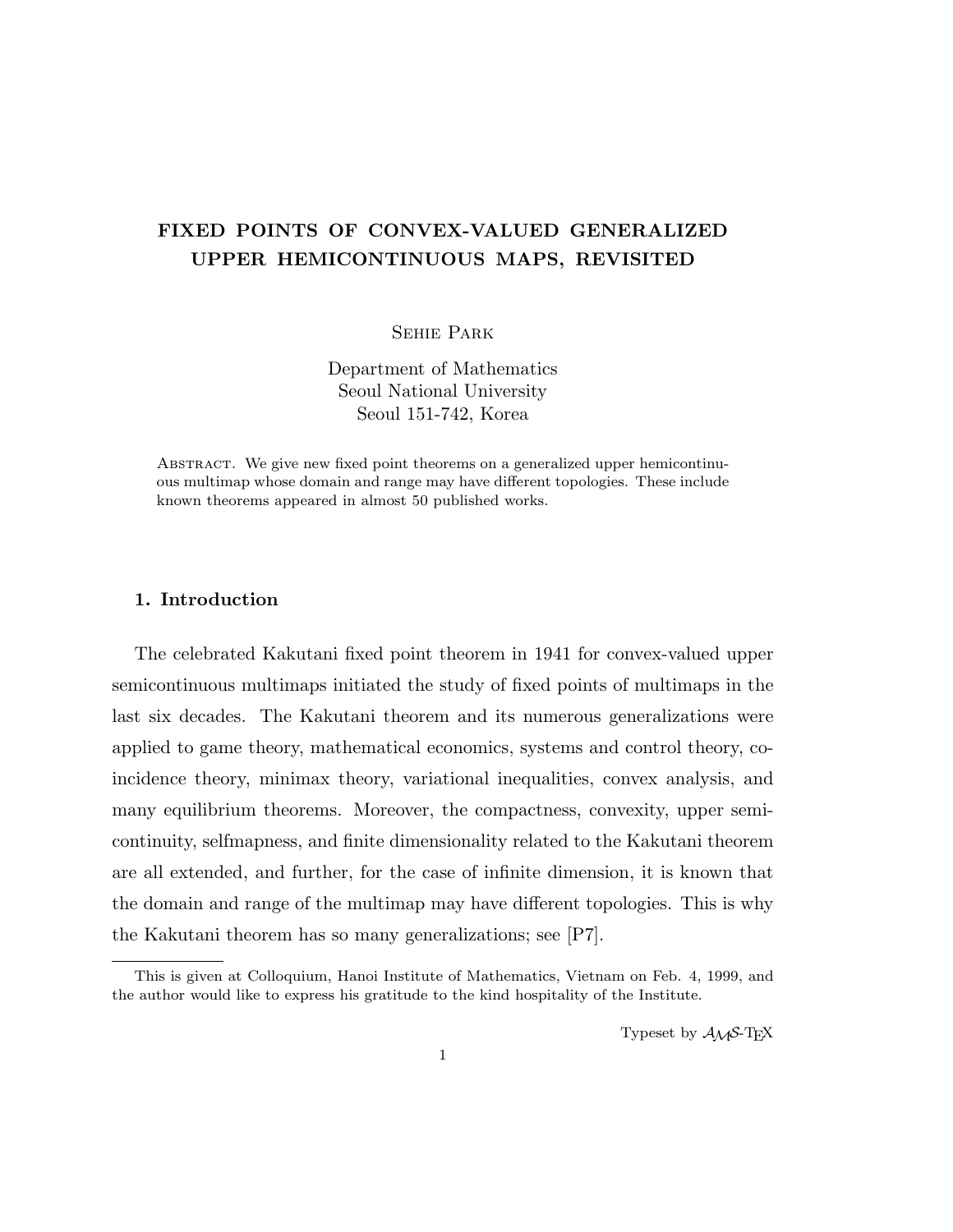# FIXED POINTS OF CONVEX-VALUED GENERALIZED UPPER HEMICONTINUOUS MAPS, REVISITED

Sehie Park

Department of Mathematics
Seoul National University
Seoul 151-742, Korea

Abstract. We give new fixed point theorems on a generalized upper hemicontinuous multimap whose domain and range may have different topologies. These include known theorems appeared in almost 50 published works.

## 1. Introduction

The celebrated Kakutani fixed point theorem in 1941 for convex-valued upper semicontinuous multimaps initiated the study of fixed points of multimaps in the last six decades. The Kakutani theorem and its numerous generalizations were applied to game theory, mathematical economics, systems and control theory, coincidence theory, minimax theory, variational inequalities, convex analysis, and many equilibrium theorems. Moreover, the compactness, convexity, upper semicontinuity, selfmapness, and finite dimensionality related to the Kakutani theorem are all extended, and further, for the case of infinite dimension, it is known that the domain and range of the multimap may have different topologies. This is why the Kakutani theorem has so many generalizations; see [P7].

---

This is given at Colloquium, Hanoi Institute of Mathematics, Vietnam on Feb. 4, 1999, and the author would like to express his gratitude to the kind hospitality of the Institute.

Typeset by $\mathcal{A}_{\mathcal{M}}\mathcal{S}$-TEX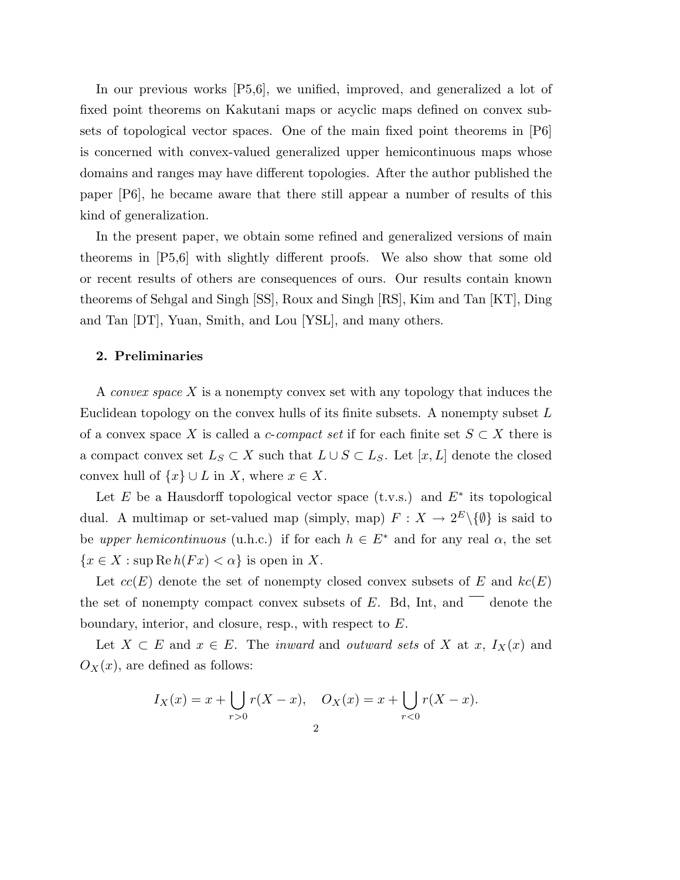In our previous works [P5,6], we unified, improved, and generalized a lot of fixed point theorems on Kakutani maps or acyclic maps defined on convex subsets of topological vector spaces. One of the main fixed point theorems in [P6] is concerned with convex-valued generalized upper hemicontinuous maps whose domains and ranges may have different topologies. After the author published the paper [P6], he became aware that there still appear a number of results of this kind of generalization.

In the present paper, we obtain some refined and generalized versions of main theorems in [P5,6] with slightly different proofs. We also show that some old or recent results of others are consequences of ours. Our results contain known theorems of Sehgal and Singh [SS], Roux and Singh [RS], Kim and Tan [KT], Ding and Tan [DT], Yuan, Smith, and Lou [YSL], and many others.

**2. Preliminaries**

A *convex space* $X$ is a nonempty convex set with any topology that induces the Euclidean topology on the convex hulls of its finite subsets. A nonempty subset $L$ of a convex space $X$ is called a *c-compact set* if for each finite set $S \subset X$ there is a compact convex set $L_S \subset X$ such that $L \cup S \subset L_S$. Let $[x, L]$ denote the closed convex hull of $\{x\} \cup L$ in $X$, where $x \in X$.

Let $E$ be a Hausdorff topological vector space (t.v.s.) and $E^*$ its topological dual. A multimap or set-valued map (simply, map) $F : X \to 2^E \setminus \{\emptyset\}$ is said to be *upper hemicontinuous* (u.h.c.) if for each $h \in E^*$ and for any real $\alpha$, the set $\{x \in X : \sup \operatorname{Re} h(Fx) < \alpha\}$ is open in $X$.

Let $cc(E)$ denote the set of nonempty closed convex subsets of $E$ and $kc(E)$ the set of nonempty compact convex subsets of $E$. Bd, Int, and $\overline{\phantom{x}}$ denote the boundary, interior, and closure, resp., with respect to $E$.

Let $X \subset E$ and $x \in E$. The *inward* and *outward sets* of $X$ at $x$, $I_X(x)$ and $O_X(x)$, are defined as follows:

$$I_X(x) = x + \bigcup_{r>0} r(X - x), \quad O_X(x) = x + \bigcup_{r<0} r(X - x).$$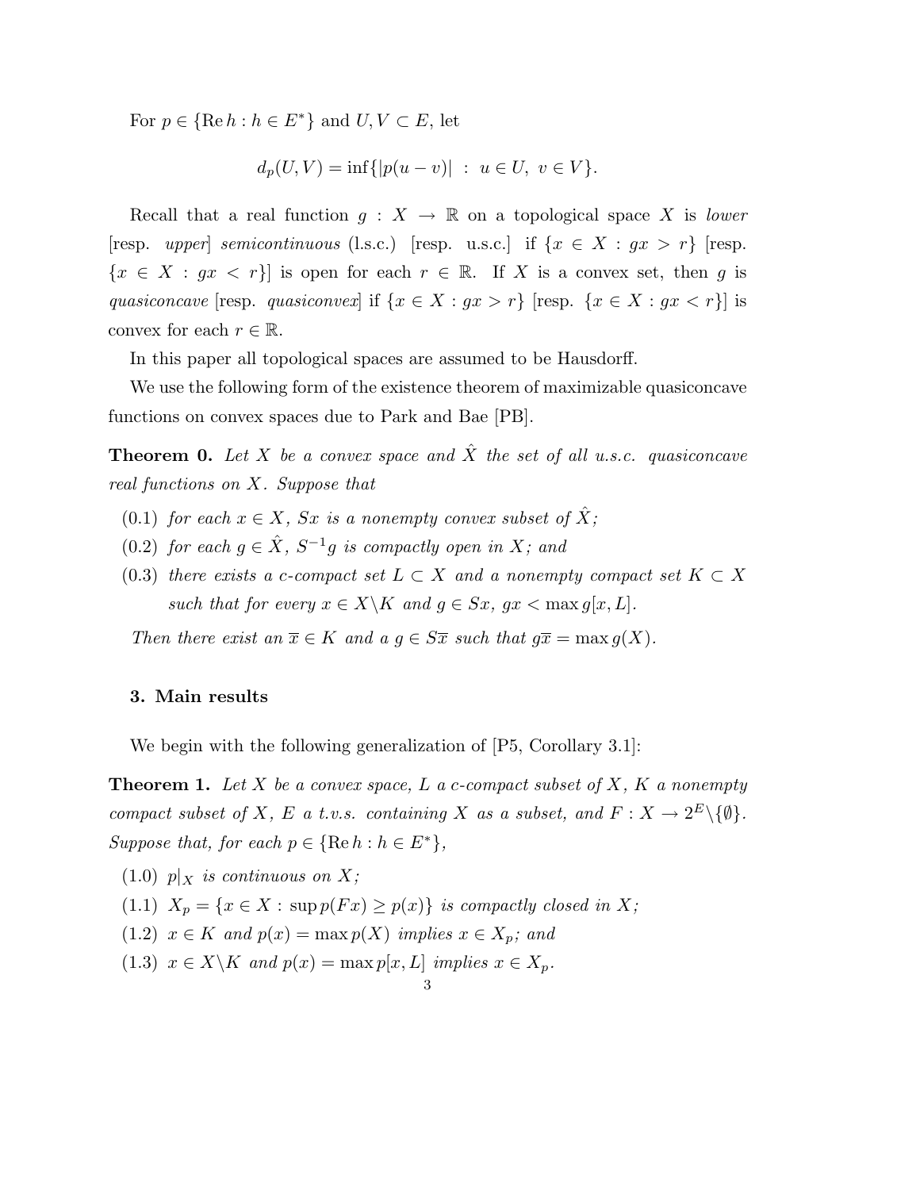For $p \in \{\operatorname{Re} h : h \in E^*\}$ and $U, V \subset E$, let

$$d_p(U,V) = \inf\{|p(u-v)| \ : \ u \in U, \ v \in V\}.$$

Recall that a real function $g : X \to \mathbb{R}$ on a topological space $X$ is *lower* [resp. *upper*] *semicontinuous* (l.s.c.) [resp. u.s.c.] if $\{x \in X : gx > r\}$ [resp. $\{x \in X : gx < r\}$] is open for each $r \in \mathbb{R}$. If $X$ is a convex set, then $g$ is *quasiconcave* [resp. *quasiconvex*] if $\{x \in X : gx > r\}$ [resp. $\{x \in X : gx < r\}$] is convex for each $r \in \mathbb{R}$.

In this paper all topological spaces are assumed to be Hausdorff.

We use the following form of the existence theorem of maximizable quasiconcave functions on convex spaces due to Park and Bae [PB].

**Theorem 0.** *Let $X$ be a convex space and $\hat{X}$ the set of all u.s.c. quasiconcave real functions on $X$. Suppose that*

(0.1) *for each $x \in X$, $Sx$ is a nonempty convex subset of $\hat{X}$;*

(0.2) *for each $g \in \hat{X}$, $S^{-1}g$ is compactly open in $X$; and*

(0.3) *there exists a c-compact set $L \subset X$ and a nonempty compact set $K \subset X$ such that for every $x \in X \backslash K$ and $g \in Sx$, $gx < \max g[x, L]$.*

*Then there exist an $\overline{x} \in K$ and a $g \in S\overline{x}$ such that $g\overline{x} = \max g(X)$.*

### 3. Main results

We begin with the following generalization of [P5, Corollary 3.1]:

**Theorem 1.** *Let $X$ be a convex space, $L$ a c-compact subset of $X$, $K$ a nonempty compact subset of $X$, $E$ a t.v.s. containing $X$ as a subset, and $F : X \to 2^E \backslash \{\emptyset\}$. Suppose that, for each $p \in \{\operatorname{Re} h : h \in E^*\}$,*

(1.0) *$p|_X$ is continuous on $X$;*

(1.1) *$X_p = \{x \in X : \sup p(Fx) \geq p(x)\}$ is compactly closed in $X$;*

(1.2) *$x \in K$ and $p(x) = \max p(X)$ implies $x \in X_p$; and*

(1.3) *$x \in X \backslash K$ and $p(x) = \max p[x, L]$ implies $x \in X_p$.*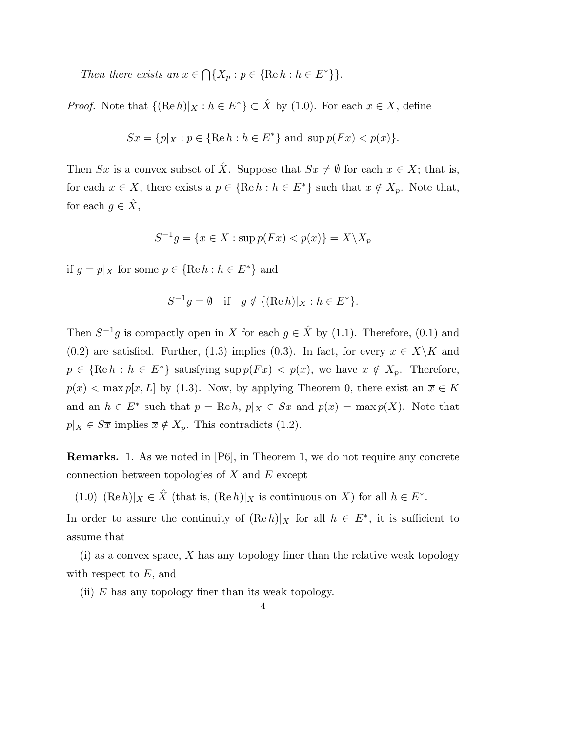*Then there exists an* $x \in \bigcap\{X_p : p \in \{\operatorname{Re} h : h \in E^*\}\}$.

*Proof.* Note that $\{(\operatorname{Re} h)|_X : h \in E^*\} \subset \hat{X}$ by (1.0). For each $x \in X$, define

$$Sx = \{p|_X : p \in \{\operatorname{Re} h : h \in E^*\} \text{ and } \sup p(Fx) < p(x)\}.$$

Then $Sx$ is a convex subset of $\hat{X}$. Suppose that $Sx \neq \emptyset$ for each $x \in X$; that is, for each $x \in X$, there exists a $p \in \{\operatorname{Re} h : h \in E^*\}$ such that $x \notin X_p$. Note that, for each $g \in \hat{X}$,

$$S^{-1}g = \{x \in X : \sup p(Fx) < p(x)\} = X \backslash X_p$$

if $g = p|_X$ for some $p \in \{\operatorname{Re} h : h \in E^*\}$ and

$$S^{-1}g = \emptyset \quad \text{if} \quad g \notin \{(\operatorname{Re} h)|_X : h \in E^*\}.$$

Then $S^{-1}g$ is compactly open in $X$ for each $g \in \hat{X}$ by (1.1). Therefore, (0.1) and (0.2) are satisfied. Further, (1.3) implies (0.3). In fact, for every $x \in X \backslash K$ and $p \in \{\operatorname{Re} h : h \in E^*\}$ satisfying $\sup p(Fx) < p(x)$, we have $x \notin X_p$. Therefore, $p(x) < \max p[x, L]$ by (1.3). Now, by applying Theorem 0, there exist an $\overline{x} \in K$ and an $h \in E^*$ such that $p = \operatorname{Re} h$, $p|_X \in S\overline{x}$ and $p(\overline{x}) = \max p(X)$. Note that $p|_X \in S\overline{x}$ implies $\overline{x} \notin X_p$. This contradicts (1.2).

**Remarks.** 1. As we noted in [P6], in Theorem 1, we do not require any concrete connection between topologies of $X$ and $E$ except

(1.0) $(\operatorname{Re} h)|_X \in \hat{X}$ (that is, $(\operatorname{Re} h)|_X$ is continuous on $X$) for all $h \in E^*$.

In order to assure the continuity of $(\operatorname{Re} h)|_X$ for all $h \in E^*$, it is sufficient to assume that

(i) as a convex space, $X$ has any topology finer than the relative weak topology with respect to $E$, and

(ii) $E$ has any topology finer than its weak topology.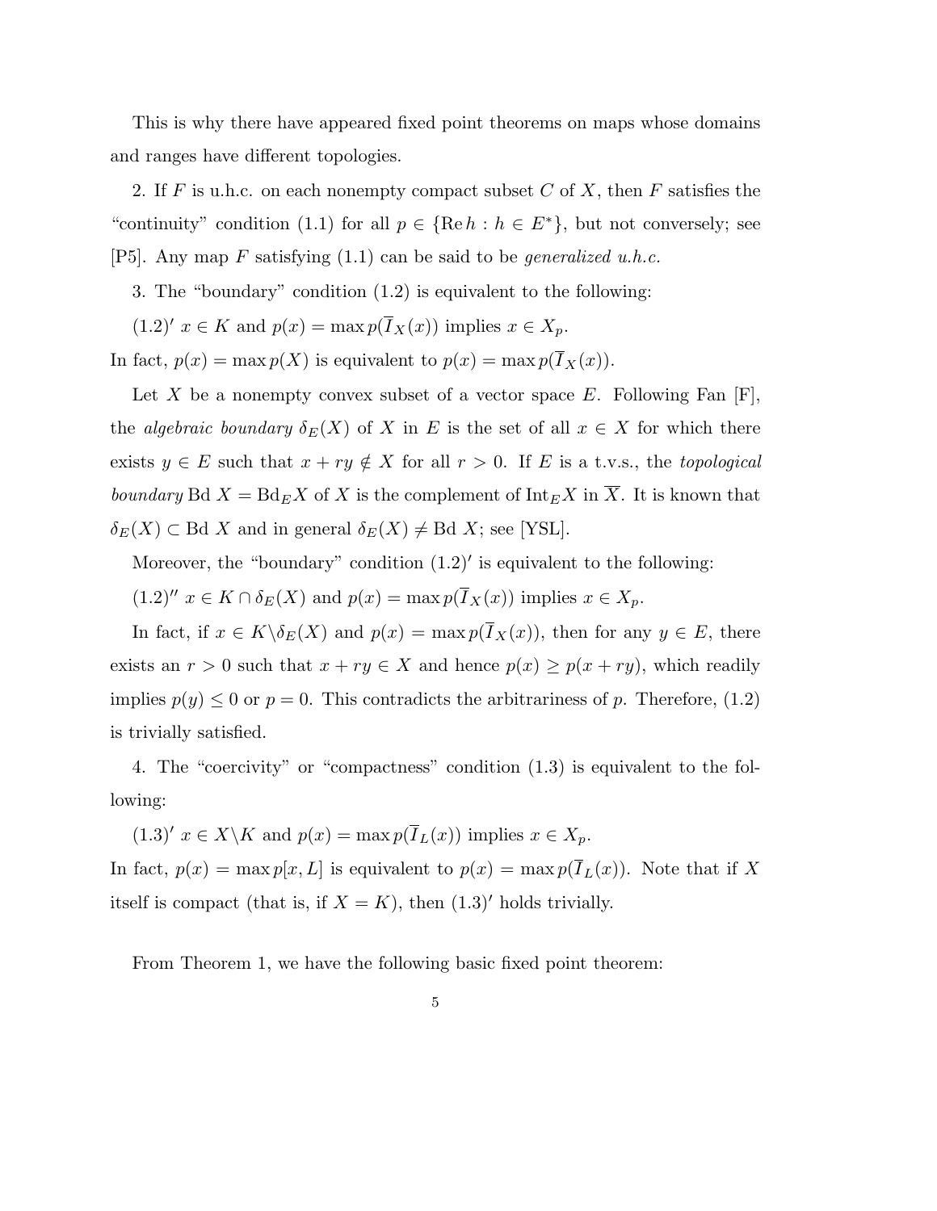This is why there have appeared fixed point theorems on maps whose domains and ranges have different topologies.

2. If $F$ is u.h.c. on each nonempty compact subset $C$ of $X$, then $F$ satisfies the "continuity" condition (1.1) for all $p \in \{\operatorname{Re} h : h \in E^*\}$, but not conversely; see [P5]. Any map $F$ satisfying (1.1) can be said to be *generalized u.h.c.*

3. The "boundary" condition (1.2) is equivalent to the following:

$(1.2)'$ $x \in K$ and $p(x) = \max p(\overline{I}_X(x))$ implies $x \in X_p$.

In fact, $p(x) = \max p(X)$ is equivalent to $p(x) = \max p(\overline{I}_X(x))$.

Let $X$ be a nonempty convex subset of a vector space $E$. Following Fan [F], the *algebraic boundary* $\delta_E(X)$ of $X$ in $E$ is the set of all $x \in X$ for which there exists $y \in E$ such that $x + ry \notin X$ for all $r > 0$. If $E$ is a t.v.s., the *topological boundary* $\operatorname{Bd} X = \operatorname{Bd}_E X$ of $X$ is the complement of $\operatorname{Int}_E X$ in $\overline{X}$. It is known that $\delta_E(X) \subset \operatorname{Bd} X$ and in general $\delta_E(X) \neq \operatorname{Bd} X$; see [YSL].

Moreover, the "boundary" condition $(1.2)'$ is equivalent to the following:

$(1.2)''$ $x \in K \cap \delta_E(X)$ and $p(x) = \max p(\overline{I}_X(x))$ implies $x \in X_p$.

In fact, if $x \in K \backslash \delta_E(X)$ and $p(x) = \max p(\overline{I}_X(x))$, then for any $y \in E$, there exists an $r > 0$ such that $x + ry \in X$ and hence $p(x) \geq p(x + ry)$, which readily implies $p(y) \leq 0$ or $p = 0$. This contradicts the arbitrariness of $p$. Therefore, (1.2) is trivially satisfied.

4. The "coercivity" or "compactness" condition (1.3) is equivalent to the following:

$(1.3)'$ $x \in X \backslash K$ and $p(x) = \max p(\overline{I}_L(x))$ implies $x \in X_p$.

In fact, $p(x) = \max p[x, L]$ is equivalent to $p(x) = \max p(\overline{I}_L(x))$. Note that if $X$ itself is compact (that is, if $X = K$), then $(1.3)'$ holds trivially.

From Theorem 1, we have the following basic fixed point theorem: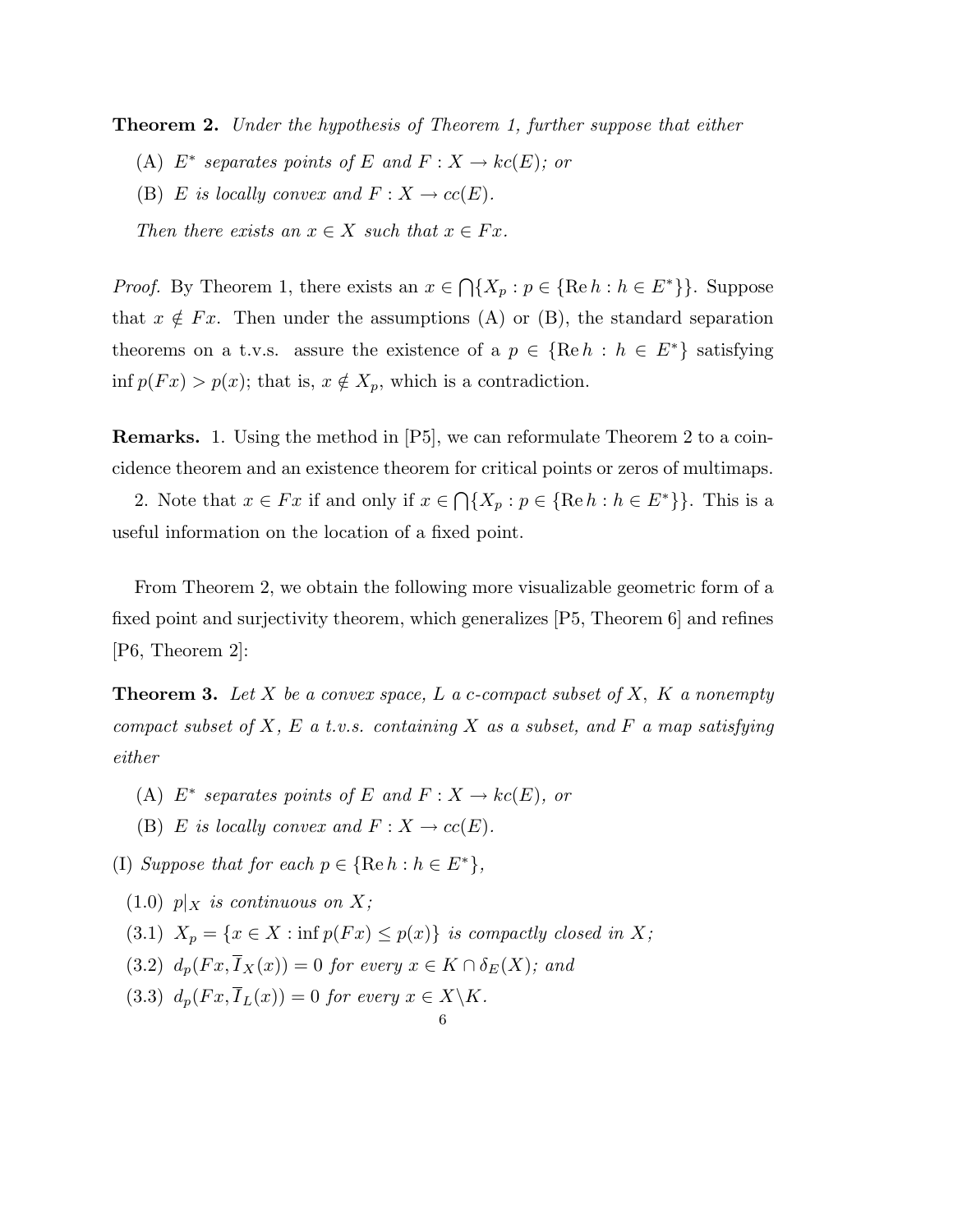**Theorem 2.** *Under the hypothesis of Theorem 1, further suppose that either*

(A) *$E^*$ separates points of $E$ and $F : X \to kc(E)$; or*

(B) *$E$ is locally convex and $F : X \to cc(E)$.*

*Then there exists an $x \in X$ such that $x \in Fx$.*

*Proof.* By Theorem 1, there exists an $x \in \bigcap\{X_p : p \in \{\operatorname{Re} h : h \in E^*\}\}$. Suppose that $x \notin Fx$. Then under the assumptions (A) or (B), the standard separation theorems on a t.v.s. assure the existence of a $p \in \{\operatorname{Re} h : h \in E^*\}$ satisfying $\inf p(Fx) > p(x)$; that is, $x \notin X_p$, which is a contradiction.

**Remarks.** 1. Using the method in [P5], we can reformulate Theorem 2 to a coincidence theorem and an existence theorem for critical points or zeros of multimaps.

2. Note that $x \in Fx$ if and only if $x \in \bigcap\{X_p : p \in \{\operatorname{Re} h : h \in E^*\}\}$. This is a useful information on the location of a fixed point.

From Theorem 2, we obtain the following more visualizable geometric form of a fixed point and surjectivity theorem, which generalizes [P5, Theorem 6] and refines [P6, Theorem 2]:

**Theorem 3.** *Let $X$ be a convex space, $L$ a c-compact subset of $X$, $K$ a nonempty compact subset of $X$, $E$ a t.v.s. containing $X$ as a subset, and $F$ a map satisfying either*

(A) *$E^*$ separates points of $E$ and $F : X \to kc(E)$, or*

(B) *$E$ is locally convex and $F : X \to cc(E)$.*

(I) *Suppose that for each $p \in \{\operatorname{Re} h : h \in E^*\}$,*

(1.0) *$p|_X$ is continuous on $X$;*

(3.1) *$X_p = \{x \in X : \inf p(Fx) \leq p(x)\}$ is compactly closed in $X$;*

(3.2) *$d_p(Fx, \overline{I}_X(x)) = 0$ for every $x \in K \cap \delta_E(X)$; and*

(3.3) *$d_p(Fx, \overline{I}_L(x)) = 0$ for every $x \in X \backslash K$.*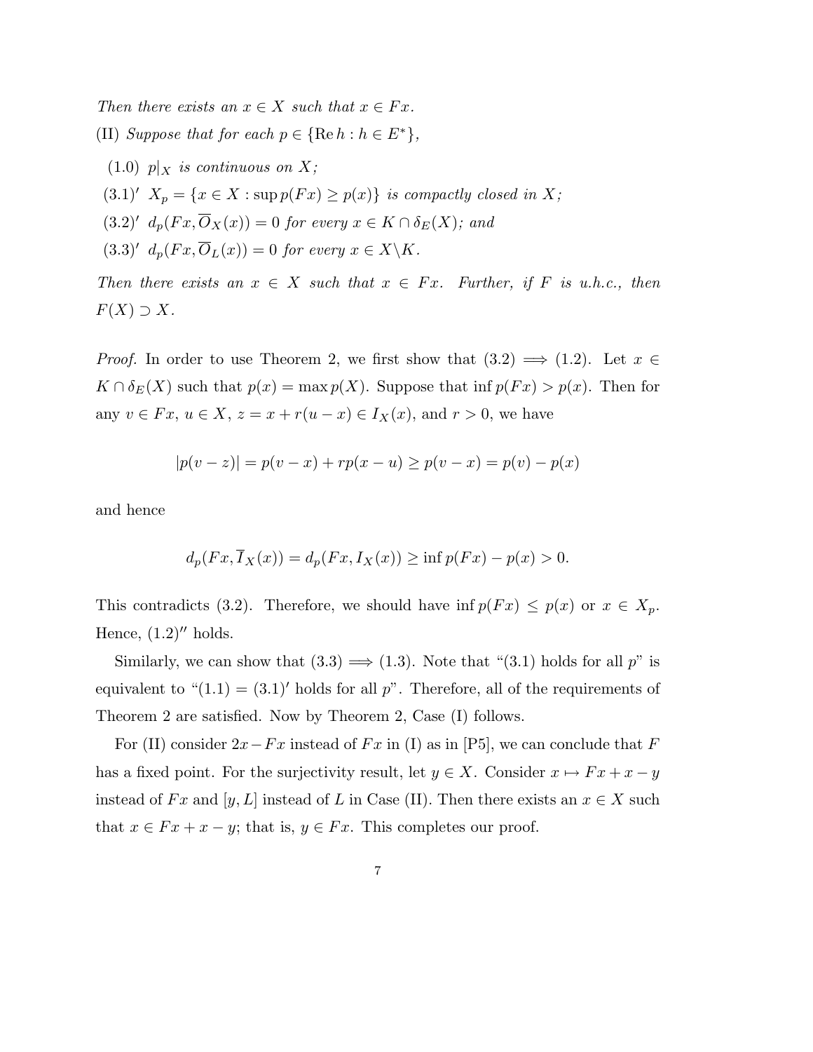*Then there exists an $x \in X$ such that $x \in Fx$.*

(II) *Suppose that for each $p \in \{\operatorname{Re} h : h \in E^*\}$,*

(1.0) *$p|_X$ is continuous on $X$;*

$(3.1)'$ *$X_p = \{x \in X : \sup p(Fx) \geq p(x)\}$ is compactly closed in $X$;*

$(3.2)'$ *$d_p(Fx, \overline{O}_X(x)) = 0$ for every $x \in K \cap \delta_E(X)$; and*

$(3.3)'$ *$d_p(Fx, \overline{O}_L(x)) = 0$ for every $x \in X \backslash K$.*

*Then there exists an $x \in X$ such that $x \in Fx$. Further, if $F$ is u.h.c., then $F(X) \supset X$.*

*Proof.* In order to use Theorem 2, we first show that (3.2) $\Longrightarrow$ (1.2). Let $x \in K \cap \delta_E(X)$ such that $p(x) = \max p(X)$. Suppose that $\inf p(Fx) > p(x)$. Then for any $v \in Fx$, $u \in X$, $z = x + r(u - x) \in I_X(x)$, and $r > 0$, we have

$$|p(v - z)| = p(v - x) + rp(x - u) \geq p(v - x) = p(v) - p(x)$$

and hence

$$d_p(Fx, \overline{I}_X(x)) = d_p(Fx, I_X(x)) \geq \inf p(Fx) - p(x) > 0.$$

This contradicts (3.2). Therefore, we should have $\inf p(Fx) \leq p(x)$ or $x \in X_p$. Hence, $(1.2)''$ holds.

Similarly, we can show that (3.3) $\Longrightarrow$ (1.3). Note that "(3.1) holds for all $p$" is equivalent to "$(1.1) = (3.1)'$ holds for all $p$". Therefore, all of the requirements of Theorem 2 are satisfied. Now by Theorem 2, Case (I) follows.

For (II) consider $2x - Fx$ instead of $Fx$ in (I) as in [P5], we can conclude that $F$ has a fixed point. For the surjectivity result, let $y \in X$. Consider $x \mapsto Fx + x - y$ instead of $Fx$ and $[y, L]$ instead of $L$ in Case (II). Then there exists an $x \in X$ such that $x \in Fx + x - y$; that is, $y \in Fx$. This completes our proof.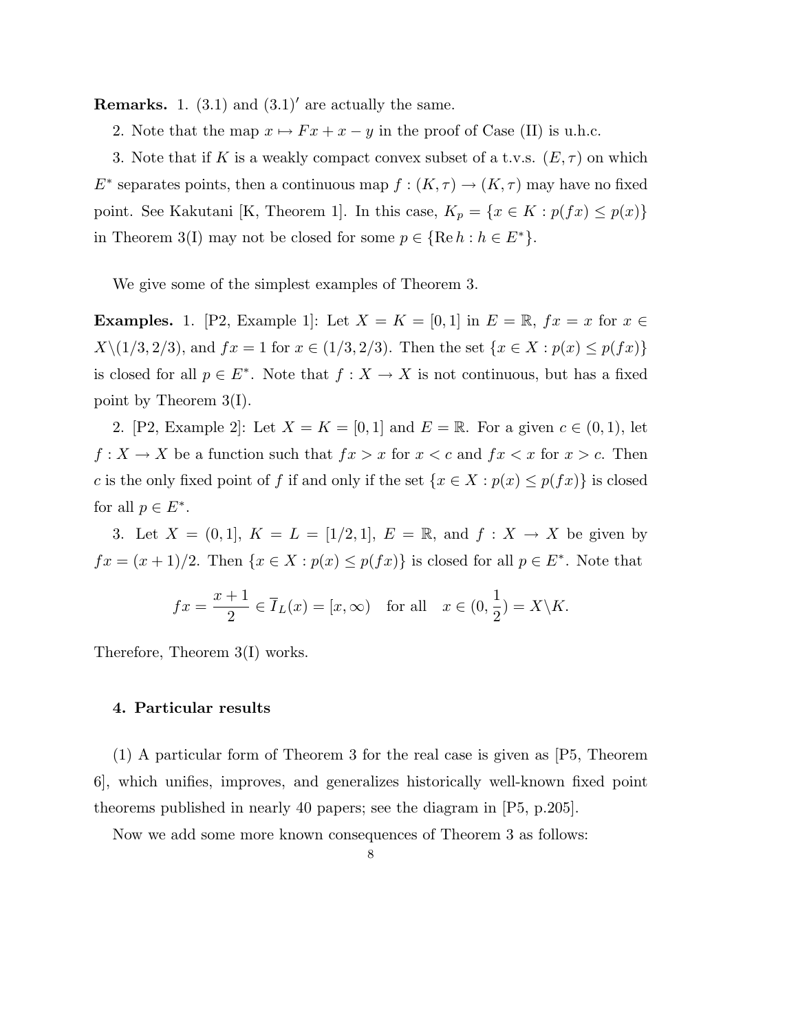**Remarks.** 1. (3.1) and $(3.1)'$ are actually the same.

2. Note that the map $x \mapsto Fx + x - y$ in the proof of Case (II) is u.h.c.

3. Note that if $K$ is a weakly compact convex subset of a t.v.s. $(E, \tau)$ on which $E^*$ separates points, then a continuous map $f : (K, \tau) \to (K, \tau)$ may have no fixed point. See Kakutani [K, Theorem 1]. In this case, $K_p = \{x \in K : p(fx) \leq p(x)\}$ in Theorem 3(I) may not be closed for some $p \in \{\mathrm{Re}\, h : h \in E^*\}$.

We give some of the simplest examples of Theorem 3.

**Examples.** 1. [P2, Example 1]: Let $X = K = [0, 1]$ in $E = \mathbb{R}$, $fx = x$ for $x \in X \backslash (1/3, 2/3)$, and $fx = 1$ for $x \in (1/3, 2/3)$. Then the set $\{x \in X : p(x) \leq p(fx)\}$ is closed for all $p \in E^*$. Note that $f : X \to X$ is not continuous, but has a fixed point by Theorem 3(I).

2. [P2, Example 2]: Let $X = K = [0, 1]$ and $E = \mathbb{R}$. For a given $c \in (0, 1)$, let $f : X \to X$ be a function such that $fx > x$ for $x < c$ and $fx < x$ for $x > c$. Then $c$ is the only fixed point of $f$ if and only if the set $\{x \in X : p(x) \leq p(fx)\}$ is closed for all $p \in E^*$.

3. Let $X = (0, 1]$, $K = L = [1/2, 1]$, $E = \mathbb{R}$, and $f : X \to X$ be given by $fx = (x + 1)/2$. Then $\{x \in X : p(x) \leq p(fx)\}$ is closed for all $p \in E^*$. Note that

$$fx = \frac{x+1}{2} \in \overline{I}_L(x) = [x, \infty) \quad \text{for all} \quad x \in (0, \frac{1}{2}) = X \backslash K.$$

Therefore, Theorem 3(I) works.

## 4. Particular results

(1) A particular form of Theorem 3 for the real case is given as [P5, Theorem 6], which unifies, improves, and generalizes historically well-known fixed point theorems published in nearly 40 papers; see the diagram in [P5, p.205].

Now we add some more known consequences of Theorem 3 as follows: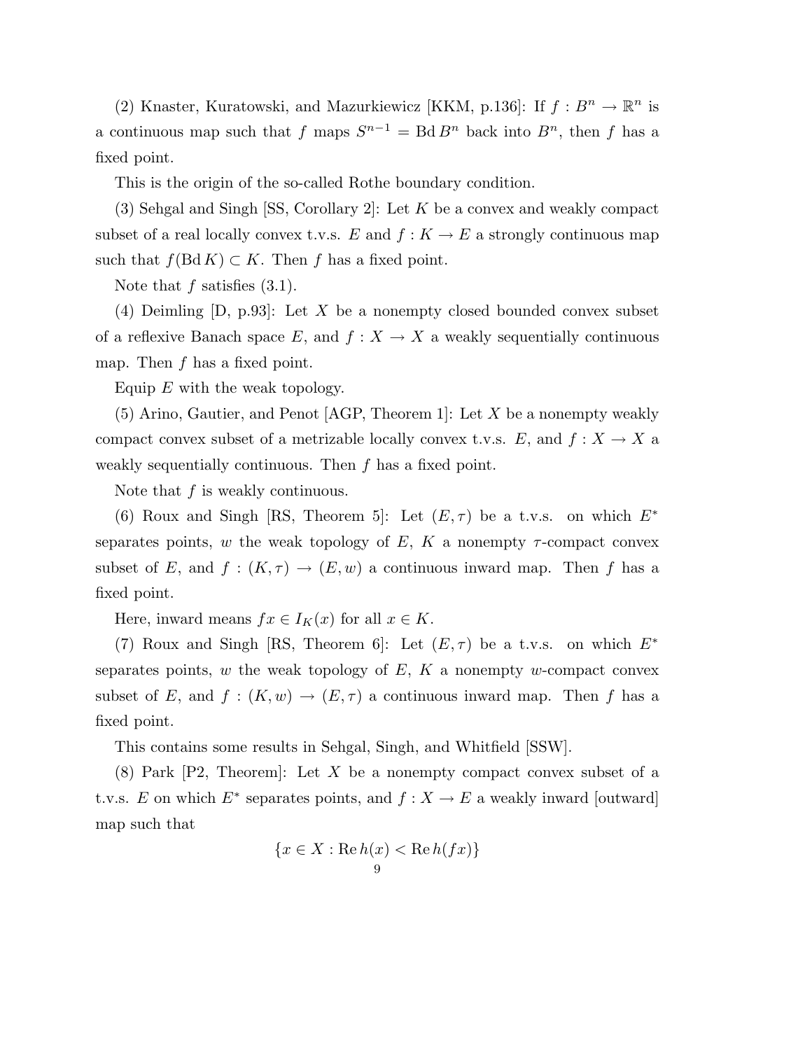(2) Knaster, Kuratowski, and Mazurkiewicz [KKM, p.136]: If $f : B^n \to \mathbb{R}^n$ is a continuous map such that $f$ maps $S^{n-1} = \operatorname{Bd} B^n$ back into $B^n$, then $f$ has a fixed point.

This is the origin of the so-called Rothe boundary condition.

(3) Sehgal and Singh [SS, Corollary 2]: Let $K$ be a convex and weakly compact subset of a real locally convex t.v.s. $E$ and $f : K \to E$ a strongly continuous map such that $f(\operatorname{Bd} K) \subset K$. Then $f$ has a fixed point.

Note that $f$ satisfies (3.1).

(4) Deimling [D, p.93]: Let $X$ be a nonempty closed bounded convex subset of a reflexive Banach space $E$, and $f : X \to X$ a weakly sequentially continuous map. Then $f$ has a fixed point.

Equip $E$ with the weak topology.

(5) Arino, Gautier, and Penot [AGP, Theorem 1]: Let $X$ be a nonempty weakly compact convex subset of a metrizable locally convex t.v.s. $E$, and $f : X \to X$ a weakly sequentially continuous. Then $f$ has a fixed point.

Note that $f$ is weakly continuous.

(6) Roux and Singh [RS, Theorem 5]: Let $(E, \tau)$ be a t.v.s. on which $E^*$ separates points, $w$ the weak topology of $E$, $K$ a nonempty $\tau$-compact convex subset of $E$, and $f : (K, \tau) \to (E, w)$ a continuous inward map. Then $f$ has a fixed point.

Here, inward means $fx \in I_K(x)$ for all $x \in K$.

(7) Roux and Singh [RS, Theorem 6]: Let $(E, \tau)$ be a t.v.s. on which $E^*$ separates points, $w$ the weak topology of $E$, $K$ a nonempty $w$-compact convex subset of $E$, and $f : (K, w) \to (E, \tau)$ a continuous inward map. Then $f$ has a fixed point.

This contains some results in Sehgal, Singh, and Whitfield [SSW].

(8) Park [P2, Theorem]: Let $X$ be a nonempty compact convex subset of a t.v.s. $E$ on which $E^*$ separates points, and $f : X \to E$ a weakly inward [outward] map such that

$$\{x \in X : \operatorname{Re} h(x) < \operatorname{Re} h(fx)\}$$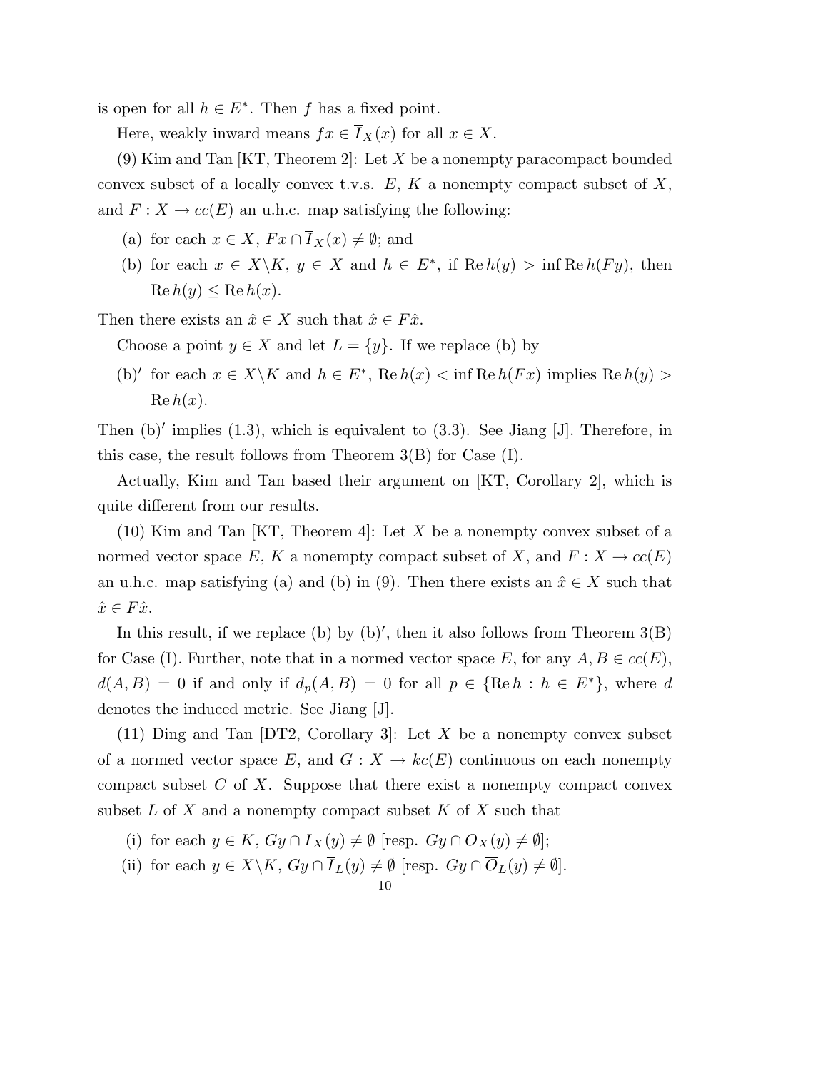is open for all $h \in E^*$. Then $f$ has a fixed point.

Here, weakly inward means $fx \in \overline{I}_X(x)$ for all $x \in X$.

(9) Kim and Tan [KT, Theorem 2]: Let $X$ be a nonempty paracompact bounded convex subset of a locally convex t.v.s. $E$, $K$ a nonempty compact subset of $X$, and $F : X \to cc(E)$ an u.h.c. map satisfying the following:

- (a) for each $x \in X$, $Fx \cap \overline{I}_X(x) \neq \emptyset$; and
- (b) for each $x \in X \backslash K$, $y \in X$ and $h \in E^*$, if $\operatorname{Re} h(y) > \inf \operatorname{Re} h(Fy)$, then $\operatorname{Re} h(y) \leq \operatorname{Re} h(x)$.

Then there exists an $\hat{x} \in X$ such that $\hat{x} \in F\hat{x}$.

Choose a point $y \in X$ and let $L = \{y\}$. If we replace (b) by

- (b)$'$ for each $x \in X \backslash K$ and $h \in E^*$, $\operatorname{Re} h(x) < \inf \operatorname{Re} h(Fx)$ implies $\operatorname{Re} h(y) > \operatorname{Re} h(x)$.

Then (b)$'$ implies (1.3), which is equivalent to (3.3). See Jiang [J]. Therefore, in this case, the result follows from Theorem 3(B) for Case (I).

Actually, Kim and Tan based their argument on [KT, Corollary 2], which is quite different from our results.

(10) Kim and Tan [KT, Theorem 4]: Let $X$ be a nonempty convex subset of a normed vector space $E$, $K$ a nonempty compact subset of $X$, and $F : X \to cc(E)$ an u.h.c. map satisfying (a) and (b) in (9). Then there exists an $\hat{x} \in X$ such that $\hat{x} \in F\hat{x}$.

In this result, if we replace (b) by (b)$'$, then it also follows from Theorem 3(B) for Case (I). Further, note that in a normed vector space $E$, for any $A, B \in cc(E)$, $d(A, B) = 0$ if and only if $d_p(A, B) = 0$ for all $p \in \{\operatorname{Re} h : h \in E^*\}$, where $d$ denotes the induced metric. See Jiang [J].

(11) Ding and Tan [DT2, Corollary 3]: Let $X$ be a nonempty convex subset of a normed vector space $E$, and $G : X \to kc(E)$ continuous on each nonempty compact subset $C$ of $X$. Suppose that there exist a nonempty compact convex subset $L$ of $X$ and a nonempty compact subset $K$ of $X$ such that

- (i) for each $y \in K$, $Gy \cap \overline{I}_X(y) \neq \emptyset$ [resp. $Gy \cap \overline{O}_X(y) \neq \emptyset$];
- (ii) for each $y \in X \backslash K$, $Gy \cap \overline{I}_L(y) \neq \emptyset$ [resp. $Gy \cap \overline{O}_L(y) \neq \emptyset$].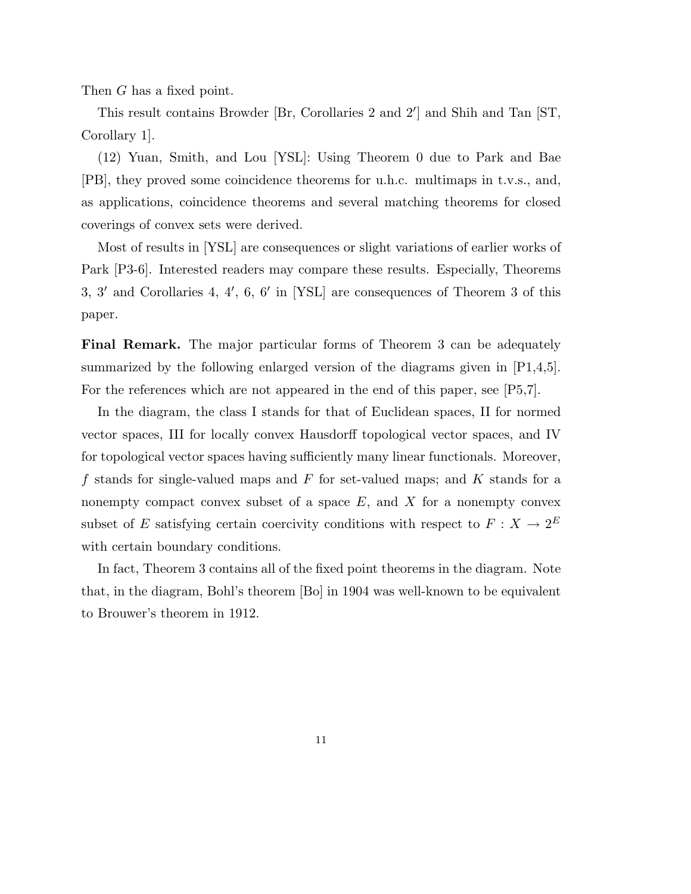Then $G$ has a fixed point.

This result contains Browder [Br, Corollaries 2 and $2'$] and Shih and Tan [ST, Corollary 1].

(12) Yuan, Smith, and Lou [YSL]: Using Theorem 0 due to Park and Bae [PB], they proved some coincidence theorems for u.h.c. multimaps in t.v.s., and, as applications, coincidence theorems and several matching theorems for closed coverings of convex sets were derived.

Most of results in [YSL] are consequences or slight variations of earlier works of Park [P3-6]. Interested readers may compare these results. Especially, Theorems 3, $3'$ and Corollaries 4, $4'$, 6, $6'$ in [YSL] are consequences of Theorem 3 of this paper.

**Final Remark.** The major particular forms of Theorem 3 can be adequately summarized by the following enlarged version of the diagrams given in [P1,4,5]. For the references which are not appeared in the end of this paper, see [P5,7].

In the diagram, the class I stands for that of Euclidean spaces, II for normed vector spaces, III for locally convex Hausdorff topological vector spaces, and IV for topological vector spaces having sufficiently many linear functionals. Moreover, $f$ stands for single-valued maps and $F$ for set-valued maps; and $K$ stands for a nonempty compact convex subset of a space $E$, and $X$ for a nonempty convex subset of $E$ satisfying certain coercivity conditions with respect to $F : X \to 2^E$ with certain boundary conditions.

In fact, Theorem 3 contains all of the fixed point theorems in the diagram. Note that, in the diagram, Bohl's theorem [Bo] in 1904 was well-known to be equivalent to Brouwer's theorem in 1912.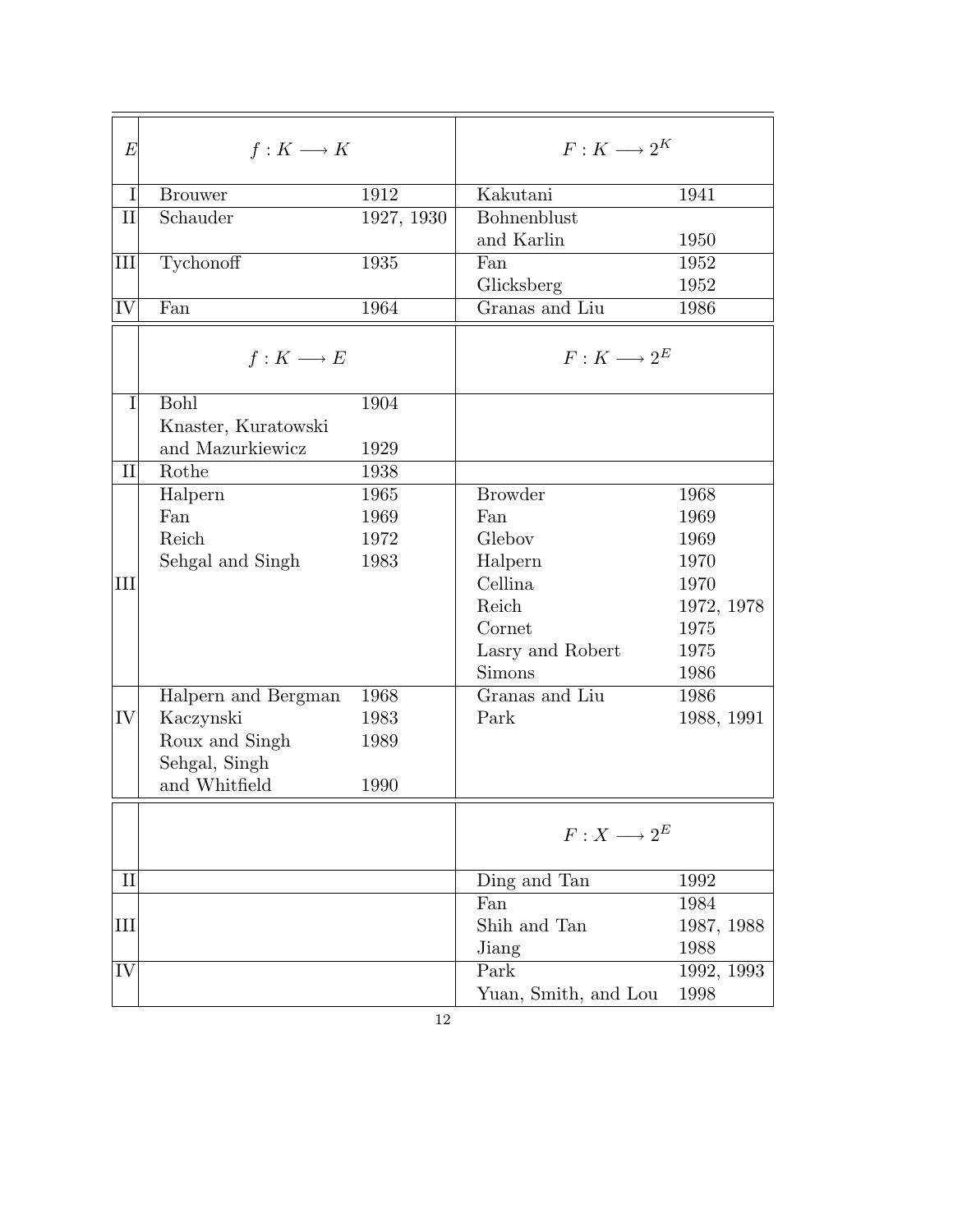| $E$ | $f : K \longrightarrow K$ | | $F : K \longrightarrow 2^K$ | |
|---|---|---|---|---|
| I | Brouwer | 1912 | Kakutani | 1941 |
| II | Schauder | 1927, 1930 | Bohnenblust and Karlin | 1950 |
| III | Tychonoff | 1935 | Fan | 1952 |
| | | | Glicksberg | 1952 |
| IV | Fan | 1964 | Granas and Liu | 1986 |
| | $f : K \longrightarrow E$ | | $F : K \longrightarrow 2^E$ | |
| I | Bohl | 1904 | | |
| | Knaster, Kuratowski and Mazurkiewicz | 1929 | | |
| II | Rothe | 1938 | | |
| III | Halpern | 1965 | Browder | 1968 |
| | Fan | 1969 | Fan | 1969 |
| | Reich | 1972 | Glebov | 1969 |
| | Sehgal and Singh | 1983 | Halpern | 1970 |
| | | | Cellina | 1970 |
| | | | Reich | 1972, 1978 |
| | | | Cornet | 1975 |
| | | | Lasry and Robert | 1975 |
| | | | Simons | 1986 |
| IV | Halpern and Bergman | 1968 | Granas and Liu | 1986 |
| | Kaczynski | 1983 | Park | 1988, 1991 |
| | Roux and Singh | 1989 | | |
| | Sehgal, Singh and Whitfield | 1990 | | |
| | | | $F : X \longrightarrow 2^E$ | |
| II | | | Ding and Tan | 1992 |
| III | | | Fan | 1984 |
| | | | Shih and Tan | 1987, 1988 |
| | | | Jiang | 1988 |
| IV | | | Park | 1992, 1993 |
| | | | Yuan, Smith, and Lou | 1998 |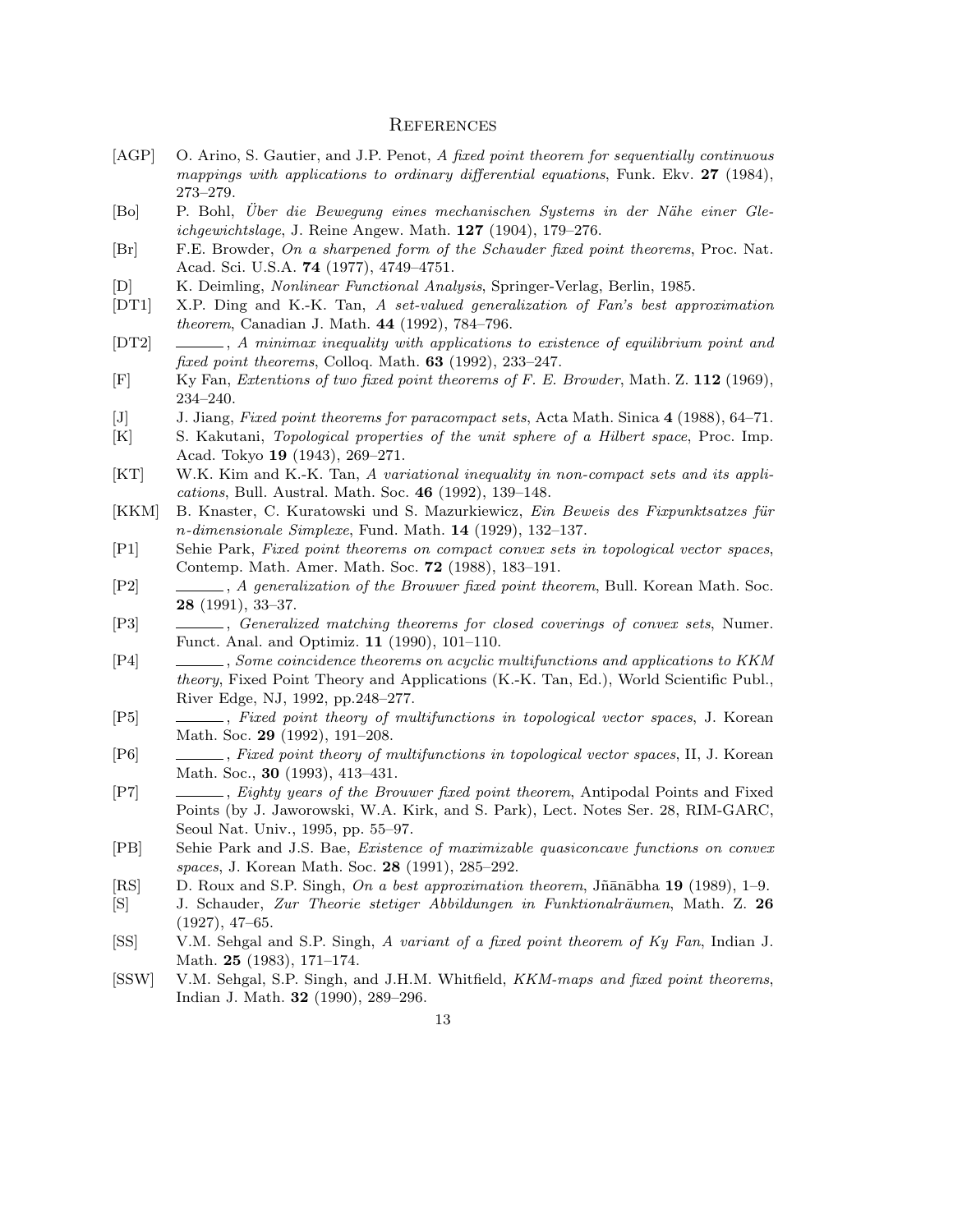## References

[AGP] O. Arino, S. Gautier, and J.P. Penot, *A fixed point theorem for sequentially continuous mappings with applications to ordinary differential equations*, Funk. Ekv. **27** (1984), 273–279.

[Bo] P. Bohl, *Über die Bewegung eines mechanischen Systems in der Nähe einer Gleichgewichtslage*, J. Reine Angew. Math. **127** (1904), 179–276.

[Br] F.E. Browder, *On a sharpened form of the Schauder fixed point theorems*, Proc. Nat. Acad. Sci. U.S.A. **74** (1977), 4749–4751.

[D] K. Deimling, *Nonlinear Functional Analysis*, Springer-Verlag, Berlin, 1985.

[DT1] X.P. Ding and K.-K. Tan, *A set-valued generalization of Fan's best approximation theorem*, Canadian J. Math. **44** (1992), 784–796.

[DT2] ______, *A minimax inequality with applications to existence of equilibrium point and fixed point theorems*, Colloq. Math. **63** (1992), 233–247.

[F] Ky Fan, *Extentions of two fixed point theorems of F. E. Browder*, Math. Z. **112** (1969), 234–240.

[J] J. Jiang, *Fixed point theorems for paracompact sets*, Acta Math. Sinica **4** (1988), 64–71.

[K] S. Kakutani, *Topological properties of the unit sphere of a Hilbert space*, Proc. Imp. Acad. Tokyo **19** (1943), 269–271.

[KT] W.K. Kim and K.-K. Tan, *A variational inequality in non-compact sets and its applications*, Bull. Austral. Math. Soc. **46** (1992), 139–148.

[KKM] B. Knaster, C. Kuratowski und S. Mazurkiewicz, *Ein Beweis des Fixpunktsatzes für n-dimensionale Simplexe*, Fund. Math. **14** (1929), 132–137.

[P1] Sehie Park, *Fixed point theorems on compact convex sets in topological vector spaces*, Contemp. Math. Amer. Math. Soc. **72** (1988), 183–191.

[P2] ______, *A generalization of the Brouwer fixed point theorem*, Bull. Korean Math. Soc. **28** (1991), 33–37.

[P3] ______, *Generalized matching theorems for closed coverings of convex sets*, Numer. Funct. Anal. and Optimiz. **11** (1990), 101–110.

[P4] ______, *Some coincidence theorems on acyclic multifunctions and applications to KKM theory*, Fixed Point Theory and Applications (K.-K. Tan, Ed.), World Scientific Publ., River Edge, NJ, 1992, pp.248–277.

[P5] ______, *Fixed point theory of multifunctions in topological vector spaces*, J. Korean Math. Soc. **29** (1992), 191–208.

[P6] ______, *Fixed point theory of multifunctions in topological vector spaces*, II, J. Korean Math. Soc., **30** (1993), 413–431.

[P7] ______, *Eighty years of the Brouwer fixed point theorem*, Antipodal Points and Fixed Points (by J. Jaworowski, W.A. Kirk, and S. Park), Lect. Notes Ser. 28, RIM-GARC, Seoul Nat. Univ., 1995, pp. 55–97.

[PB] Sehie Park and J.S. Bae, *Existence of maximizable quasiconcave functions on convex spaces*, J. Korean Math. Soc. **28** (1991), 285–292.

[RS] D. Roux and S.P. Singh, *On a best approximation theorem*, Jñānābha **19** (1989), 1–9.

[S] J. Schauder, *Zur Theorie stetiger Abbildungen in Funktionalräumen*, Math. Z. **26** (1927), 47–65.

[SS] V.M. Sehgal and S.P. Singh, *A variant of a fixed point theorem of Ky Fan*, Indian J. Math. **25** (1983), 171–174.

[SSW] V.M. Sehgal, S.P. Singh, and J.H.M. Whitfield, *KKM-maps and fixed point theorems*, Indian J. Math. **32** (1990), 289–296.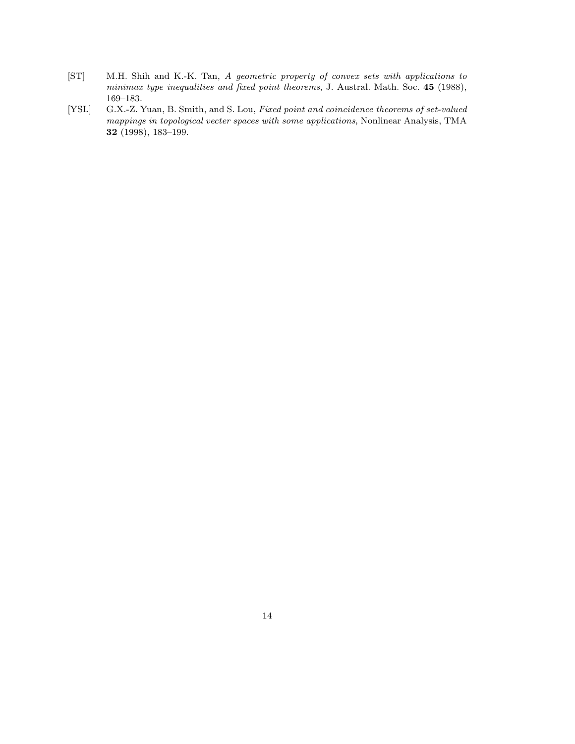[ST] M.H. Shih and K.-K. Tan, *A geometric property of convex sets with applications to minimax type inequalities and fixed point theorems*, J. Austral. Math. Soc. **45** (1988), 169–183.

[YSL] G.X.-Z. Yuan, B. Smith, and S. Lou, *Fixed point and coincidence theorems of set-valued mappings in topological vecter spaces with some applications*, Nonlinear Analysis, TMA **32** (1998), 183–199.